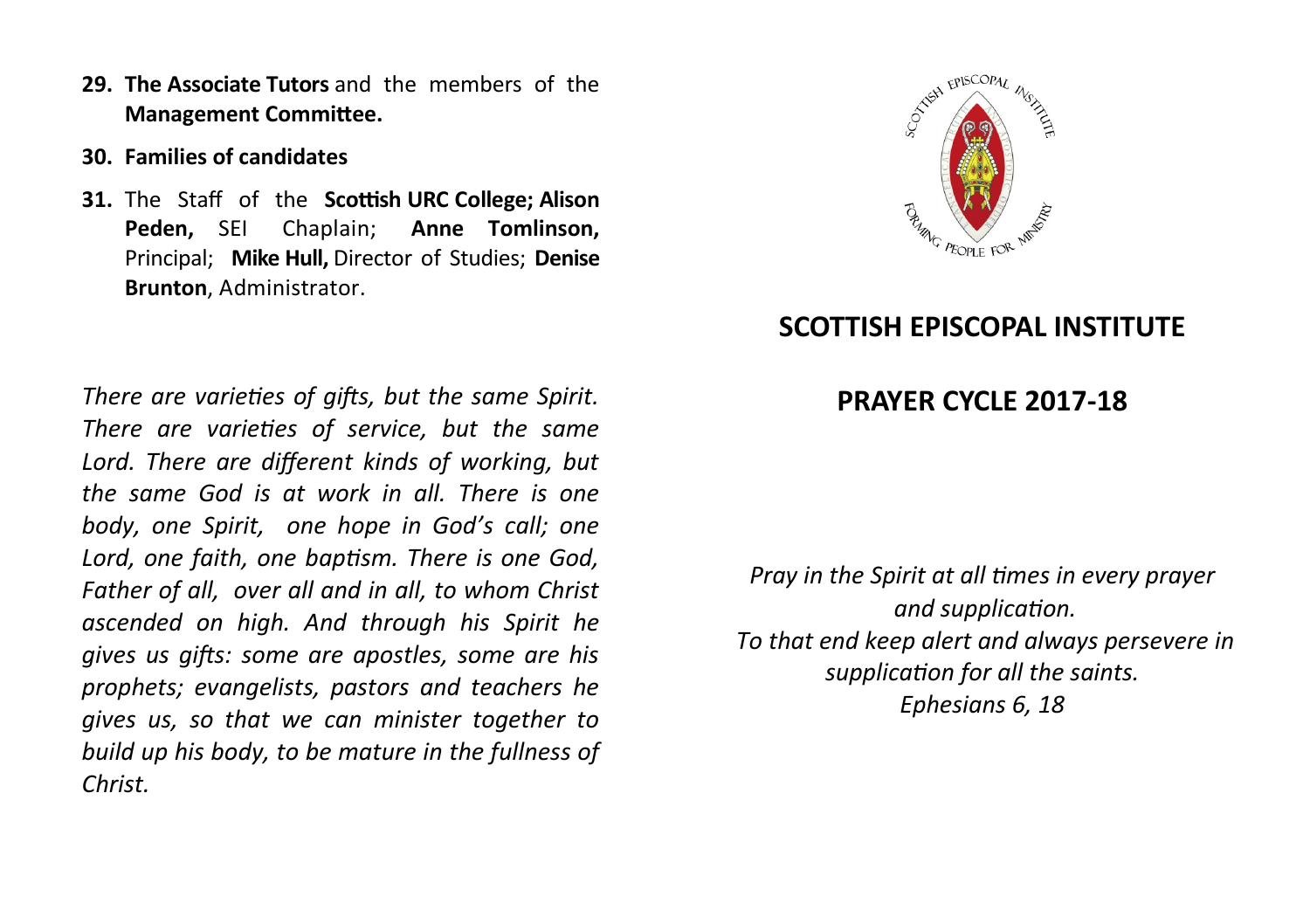29. **The Associate Tutors** and the members of the **Management Committee.**

30. **Families of candidates**

31. The Staff of the **Scottish URC College; Alison Peden,** SEI Chaplain; **Anne Tomlinson,** Principal; **Mike Hull,** Director of Studies; **Denise Brunton**, Administrator.

*There are varieties of gifts, but the same Spirit. There are varieties of service, but the same Lord. There are different kinds of working, but the same God is at work in all. There is one body, one Spirit, one hope in God's call; one Lord, one faith, one baptism. There is one God, Father of all, over all and in all, to whom Christ ascended on high. And through his Spirit he gives us gifts: some are apostles, some are his prophets; evangelists, pastors and teachers he gives us, so that we can minister together to build up his body, to be mature in the fullness of Christ.*

SCOTTISH EPISCOPAL INSTITUTE

FORMING PEOPLE FOR MINISTRY

# SCOTTISH EPISCOPAL INSTITUTE

## PRAYER CYCLE 2017-18

*Pray in the Spirit at all times in every prayer and supplication.*
*To that end keep alert and always persevere in supplication for all the saints.*
*Ephesians 6, 18*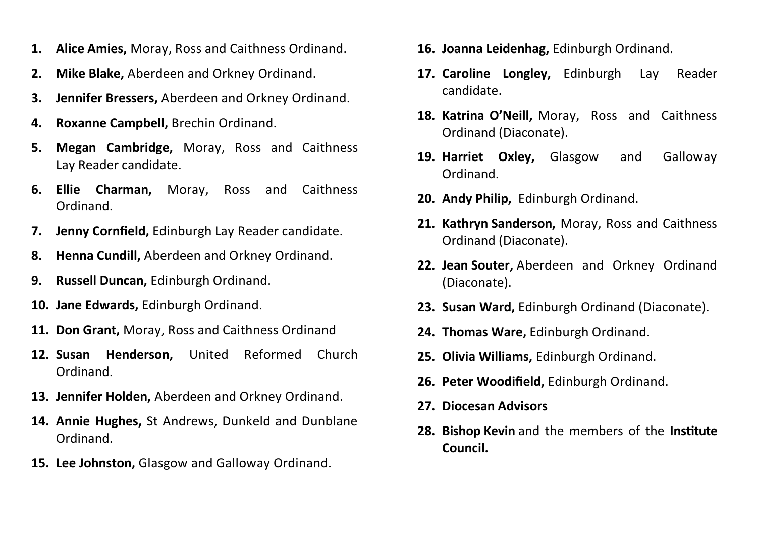1. **Alice Amies,** Moray, Ross and Caithness Ordinand.
2. **Mike Blake,** Aberdeen and Orkney Ordinand.
3. **Jennifer Bressers,** Aberdeen and Orkney Ordinand.
4. **Roxanne Campbell,** Brechin Ordinand.
5. **Megan Cambridge,** Moray, Ross and Caithness Lay Reader candidate.
6. **Ellie Charman,** Moray, Ross and Caithness Ordinand.
7. **Jenny Cornfield,** Edinburgh Lay Reader candidate.
8. **Henna Cundill,** Aberdeen and Orkney Ordinand.
9. **Russell Duncan,** Edinburgh Ordinand.
10. **Jane Edwards,** Edinburgh Ordinand.
11. **Don Grant,** Moray, Ross and Caithness Ordinand
12. **Susan Henderson,** United Reformed Church Ordinand.
13. **Jennifer Holden,** Aberdeen and Orkney Ordinand.
14. **Annie Hughes,** St Andrews, Dunkeld and Dunblane Ordinand.
15. **Lee Johnston,** Glasgow and Galloway Ordinand.
16. **Joanna Leidenhag,** Edinburgh Ordinand.
17. **Caroline Longley,** Edinburgh Lay Reader candidate.
18. **Katrina O'Neill,** Moray, Ross and Caithness Ordinand (Diaconate).
19. **Harriet Oxley,** Glasgow and Galloway Ordinand.
20. **Andy Philip,** Edinburgh Ordinand.
21. **Kathryn Sanderson,** Moray, Ross and Caithness Ordinand (Diaconate).
22. **Jean Souter,** Aberdeen and Orkney Ordinand (Diaconate).
23. **Susan Ward,** Edinburgh Ordinand (Diaconate).
24. **Thomas Ware,** Edinburgh Ordinand.
25. **Olivia Williams,** Edinburgh Ordinand.
26. **Peter Woodifield,** Edinburgh Ordinand.
27. **Diocesan Advisors**
28. **Bishop Kevin** and the members of the **Institute Council.**